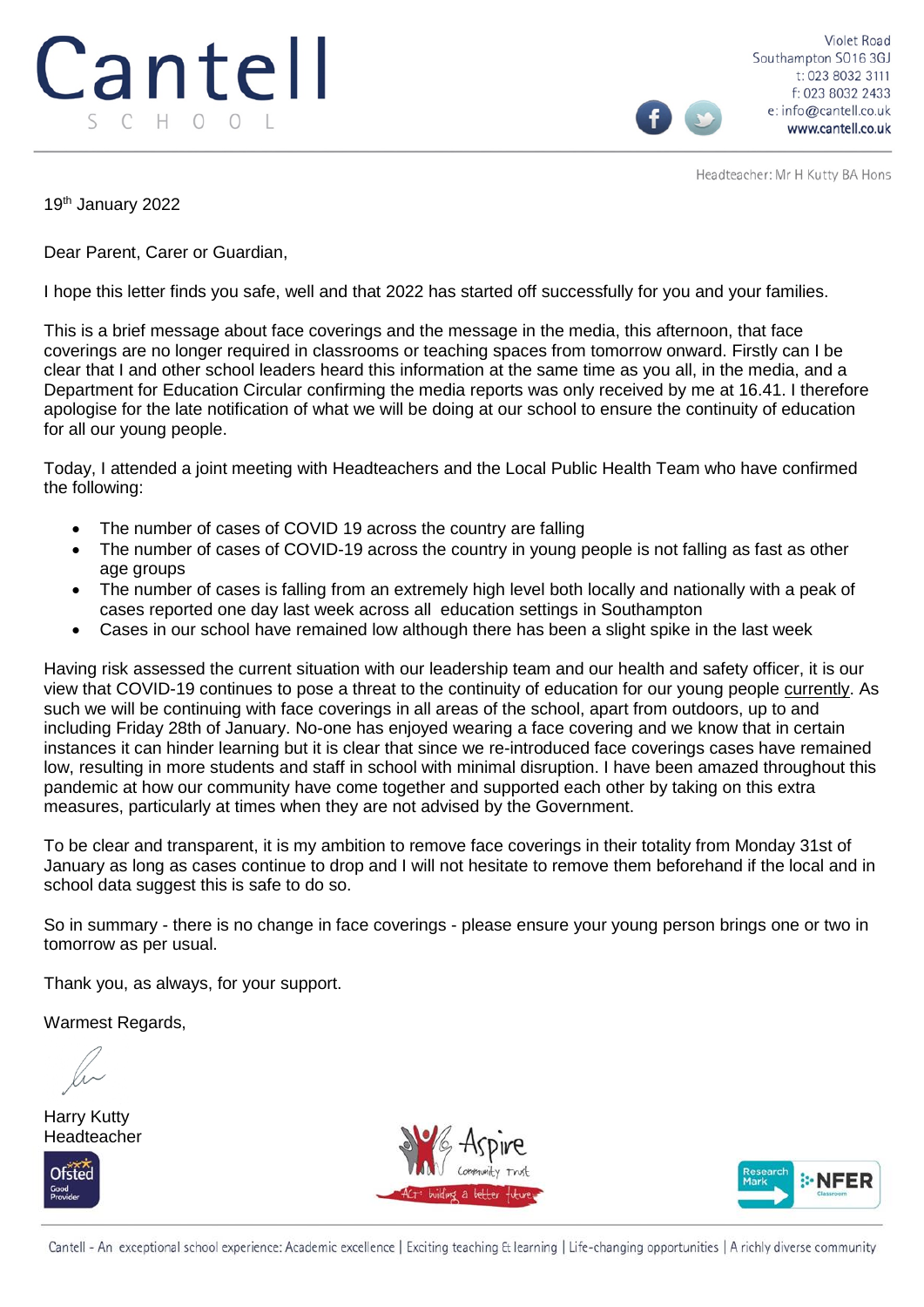Cantell
SCHOOL

Violet Road
Southampton SO16 3GJ
t: 023 8032 3111
f: 023 8032 2433
e: info@cantell.co.uk
www.cantell.co.uk

Headteacher: Mr H Kutty BA Hons

19th January 2022

Dear Parent, Carer or Guardian,

I hope this letter finds you safe, well and that 2022 has started off successfully for you and your families.

This is a brief message about face coverings and the message in the media, this afternoon, that face coverings are no longer required in classrooms or teaching spaces from tomorrow onward. Firstly can I be clear that I and other school leaders heard this information at the same time as you all, in the media, and a Department for Education Circular confirming the media reports was only received by me at 16.41. I therefore apologise for the late notification of what we will be doing at our school to ensure the continuity of education for all our young people.

Today, I attended a joint meeting with Headteachers and the Local Public Health Team who have confirmed the following:

- The number of cases of COVID 19 across the country are falling
- The number of cases of COVID-19 across the country in young people is not falling as fast as other age groups
- The number of cases is falling from an extremely high level both locally and nationally with a peak of cases reported one day last week across all education settings in Southampton
- Cases in our school have remained low although there has been a slight spike in the last week

Having risk assessed the current situation with our leadership team and our health and safety officer, it is our view that COVID-19 continues to pose a threat to the continuity of education for our young people currently. As such we will be continuing with face coverings in all areas of the school, apart from outdoors, up to and including Friday 28th of January. No-one has enjoyed wearing a face covering and we know that in certain instances it can hinder learning but it is clear that since we re-introduced face coverings cases have remained low, resulting in more students and staff in school with minimal disruption. I have been amazed throughout this pandemic at how our community have come together and supported each other by taking on this extra measures, particularly at times when they are not advised by the Government.

To be clear and transparent, it is my ambition to remove face coverings in their totality from Monday 31st of January as long as cases continue to drop and I will not hesitate to remove them beforehand if the local and in school data suggest this is safe to do so.

So in summary - there is no change in face coverings - please ensure your young person brings one or two in tomorrow as per usual.

Thank you, as always, for your support.

Warmest Regards,

Harry Kutty
Headteacher

Cantell - An exceptional school experience: Academic excellence | Exciting teaching & learning | Life-changing opportunities | A richly diverse community